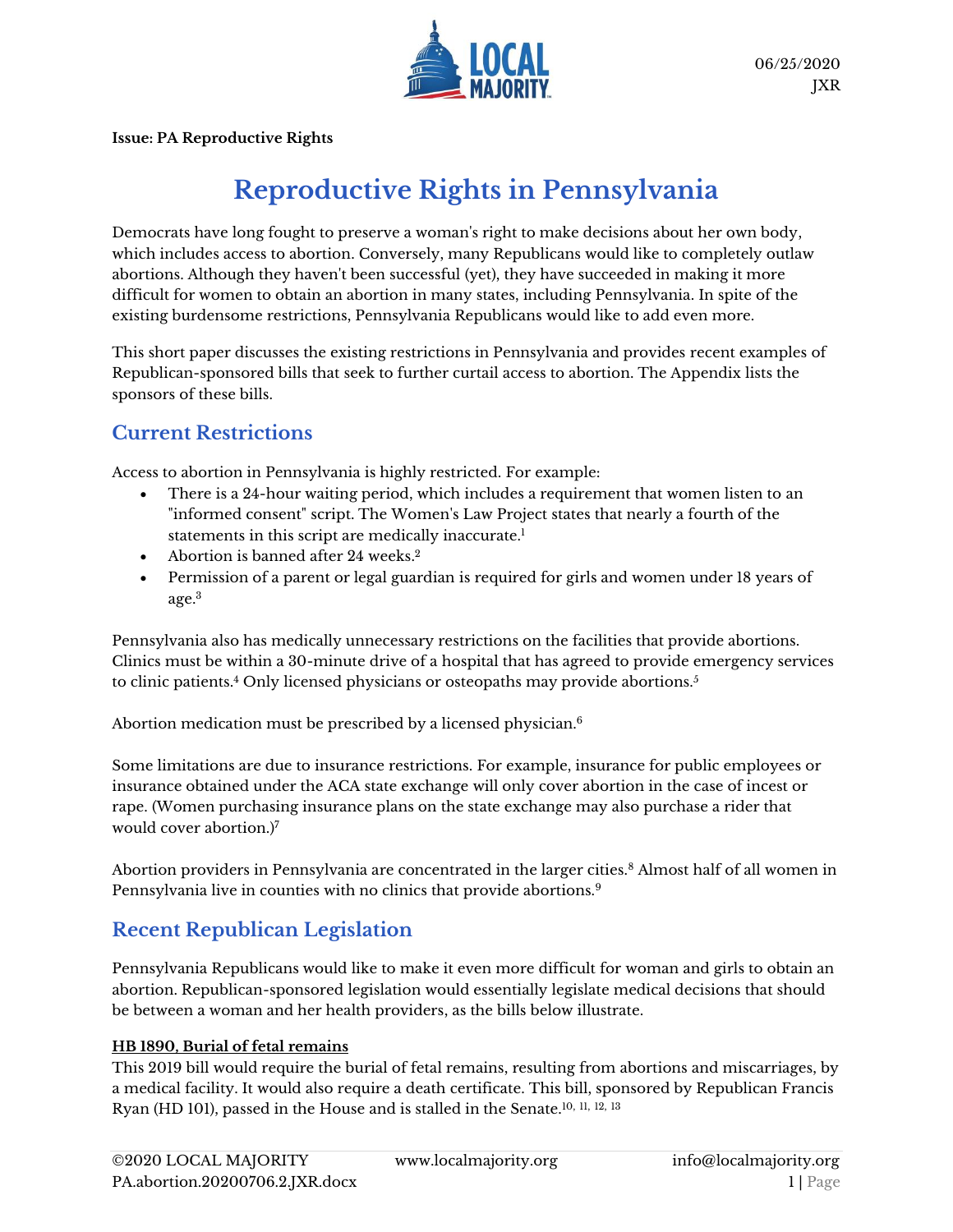06/25/2020
JXR

**Issue: PA Reproductive Rights**

# Reproductive Rights in Pennsylvania

Democrats have long fought to preserve a woman's right to make decisions about her own body, which includes access to abortion. Conversely, many Republicans would like to completely outlaw abortions. Although they haven't been successful (yet), they have succeeded in making it more difficult for women to obtain an abortion in many states, including Pennsylvania. In spite of the existing burdensome restrictions, Pennsylvania Republicans would like to add even more.

This short paper discusses the existing restrictions in Pennsylvania and provides recent examples of Republican-sponsored bills that seek to further curtail access to abortion. The Appendix lists the sponsors of these bills.

## Current Restrictions

Access to abortion in Pennsylvania is highly restricted. For example:

- There is a 24-hour waiting period, which includes a requirement that women listen to an "informed consent" script. The Women's Law Project states that nearly a fourth of the statements in this script are medically inaccurate.[1]
- Abortion is banned after 24 weeks.[2]
- Permission of a parent or legal guardian is required for girls and women under 18 years of age.[3]

Pennsylvania also has medically unnecessary restrictions on the facilities that provide abortions. Clinics must be within a 30-minute drive of a hospital that has agreed to provide emergency services to clinic patients.[4] Only licensed physicians or osteopaths may provide abortions.[5]

Abortion medication must be prescribed by a licensed physician.[6]

Some limitations are due to insurance restrictions. For example, insurance for public employees or insurance obtained under the ACA state exchange will only cover abortion in the case of incest or rape. (Women purchasing insurance plans on the state exchange may also purchase a rider that would cover abortion.)[7]

Abortion providers in Pennsylvania are concentrated in the larger cities.[8] Almost half of all women in Pennsylvania live in counties with no clinics that provide abortions.[9]

## Recent Republican Legislation

Pennsylvania Republicans would like to make it even more difficult for woman and girls to obtain an abortion. Republican-sponsored legislation would essentially legislate medical decisions that should be between a woman and her health providers, as the bills below illustrate.

**HB 1890, Burial of fetal remains**

This 2019 bill would require the burial of fetal remains, resulting from abortions and miscarriages, by a medical facility. It would also require a death certificate. This bill, sponsored by Republican Francis Ryan (HD 101), passed in the House and is stalled in the Senate.[10, 11, 12, 13]

©2020 LOCAL MAJORITY www.localmajority.org info@localmajority.org
PA.abortion.20200706.2.JXR.docx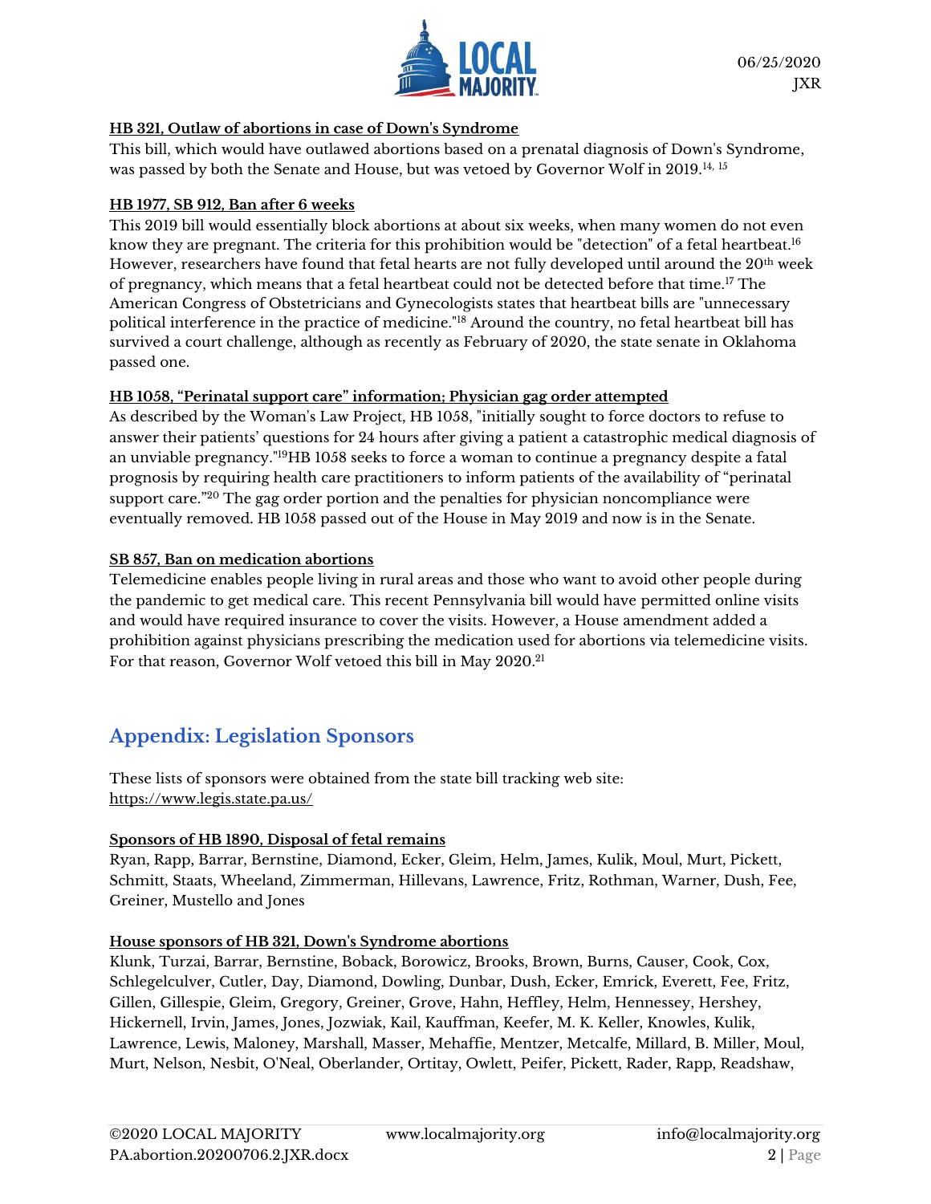**HB 321, Outlaw of abortions in case of Down's Syndrome**

This bill, which would have outlawed abortions based on a prenatal diagnosis of Down's Syndrome, was passed by both the Senate and House, but was vetoed by Governor Wolf in 2019.[14, 15]

**HB 1977, SB 912, Ban after 6 weeks**

This 2019 bill would essentially block abortions at about six weeks, when many women do not even know they are pregnant. The criteria for this prohibition would be "detection" of a fetal heartbeat.[16] However, researchers have found that fetal hearts are not fully developed until around the 20th week of pregnancy, which means that a fetal heartbeat could not be detected before that time.[17] The American Congress of Obstetricians and Gynecologists states that heartbeat bills are "unnecessary political interference in the practice of medicine."[18] Around the country, no fetal heartbeat bill has survived a court challenge, although as recently as February of 2020, the state senate in Oklahoma passed one.

**HB 1058, "Perinatal support care" information; Physician gag order attempted**

As described by the Woman's Law Project, HB 1058, "initially sought to force doctors to refuse to answer their patients' questions for 24 hours after giving a patient a catastrophic medical diagnosis of an unviable pregnancy."[19]HB 1058 seeks to force a woman to continue a pregnancy despite a fatal prognosis by requiring health care practitioners to inform patients of the availability of "perinatal support care."[20] The gag order portion and the penalties for physician noncompliance were eventually removed. HB 1058 passed out of the House in May 2019 and now is in the Senate.

**SB 857, Ban on medication abortions**

Telemedicine enables people living in rural areas and those who want to avoid other people during the pandemic to get medical care. This recent Pennsylvania bill would have permitted online visits and would have required insurance to cover the visits. However, a House amendment added a prohibition against physicians prescribing the medication used for abortions via telemedicine visits. For that reason, Governor Wolf vetoed this bill in May 2020.[21]

## Appendix: Legislation Sponsors

These lists of sponsors were obtained from the state bill tracking web site: https://www.legis.state.pa.us/

**Sponsors of HB 1890, Disposal of fetal remains**

Ryan, Rapp, Barrar, Bernstine, Diamond, Ecker, Gleim, Helm, James, Kulik, Moul, Murt, Pickett, Schmitt, Staats, Wheeland, Zimmerman, Hillevans, Lawrence, Fritz, Rothman, Warner, Dush, Fee, Greiner, Mustello and Jones

**House sponsors of HB 321, Down's Syndrome abortions**

Klunk, Turzai, Barrar, Bernstine, Boback, Borowicz, Brooks, Brown, Burns, Causer, Cook, Cox, Schlegelculver, Cutler, Day, Diamond, Dowling, Dunbar, Dush, Ecker, Emrick, Everett, Fee, Fritz, Gillen, Gillespie, Gleim, Gregory, Greiner, Grove, Hahn, Heffley, Helm, Hennessey, Hershey, Hickernell, Irvin, James, Jones, Jozwiak, Kail, Kauffman, Keefer, M. K. Keller, Knowles, Kulik, Lawrence, Lewis, Maloney, Marshall, Masser, Mehaffie, Mentzer, Metcalfe, Millard, B. Miller, Moul, Murt, Nelson, Nesbit, O'Neal, Oberlander, Ortitay, Owlett, Peifer, Pickett, Rader, Rapp, Readshaw,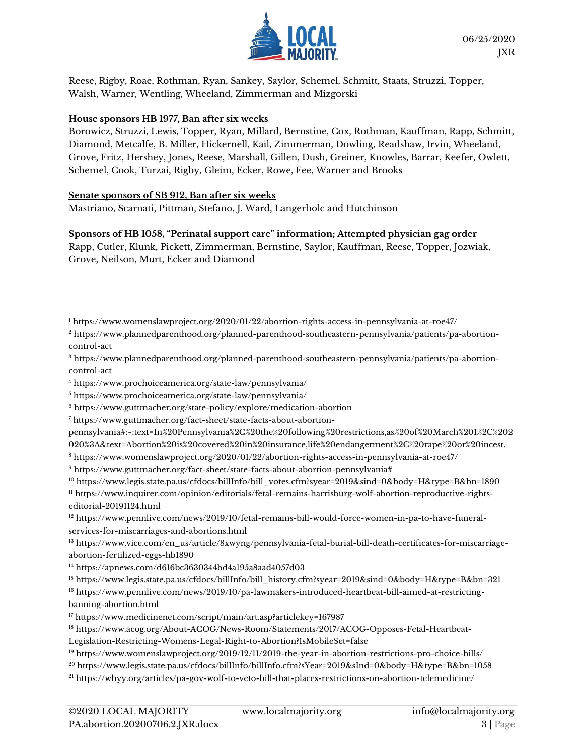Reese, Rigby, Roae, Rothman, Ryan, Sankey, Saylor, Schemel, Schmitt, Staats, Struzzi, Topper, Walsh, Warner, Wentling, Wheeland, Zimmerman and Mizgorski

**House sponsors HB 1977, Ban after six weeks**

Borowicz, Struzzi, Lewis, Topper, Ryan, Millard, Bernstine, Cox, Rothman, Kauffman, Rapp, Schmitt, Diamond, Metcalfe, B. Miller, Hickernell, Kail, Zimmerman, Dowling, Readshaw, Irvin, Wheeland, Grove, Fritz, Hershey, Jones, Reese, Marshall, Gillen, Dush, Greiner, Knowles, Barrar, Keefer, Owlett, Schemel, Cook, Turzai, Rigby, Gleim, Ecker, Rowe, Fee, Warner and Brooks

**Senate sponsors of SB 912, Ban after six weeks**

Mastriano, Scarnati, Pittman, Stefano, J. Ward, Langerholc and Hutchinson

**Sponsors of HB 1058, "Perinatal support care" information; Attempted physician gag order**

Rapp, Cutler, Klunk, Pickett, Zimmerman, Bernstine, Saylor, Kauffman, Reese, Topper, Jozwiak, Grove, Neilson, Murt, Ecker and Diamond

---

[1] https://www.womenslawproject.org/2020/01/22/abortion-rights-access-in-pennsylvania-at-roe47/

[2] https://www.plannedparenthood.org/planned-parenthood-southeastern-pennsylvania/patients/pa-abortion-control-act

[3] https://www.plannedparenthood.org/planned-parenthood-southeastern-pennsylvania/patients/pa-abortion-control-act

[4] https://www.prochoiceamerica.org/state-law/pennsylvania/

[5] https://www.prochoiceamerica.org/state-law/pennsylvania/

[6] https://www.guttmacher.org/state-policy/explore/medication-abortion

[7] https://www.guttmacher.org/fact-sheet/state-facts-about-abortion-pennsylvania#:~:text=In%20Pennsylvania%2C%20the%20following%20restrictions,as%20of%20March%201%2C%202020%3A&text=Abortion%20is%20covered%20in%20insurance,life%20endangerment%2C%20rape%20or%20incest.

[8] https://www.womenslawproject.org/2020/01/22/abortion-rights-access-in-pennsylvania-at-roe47/

[9] https://www.guttmacher.org/fact-sheet/state-facts-about-abortion-pennsylvania#

[10] https://www.legis.state.pa.us/cfdocs/billInfo/bill_votes.cfm?syear=2019&sind=0&body=H&type=B&bn=1890

[11] https://www.inquirer.com/opinion/editorials/fetal-remains-harrisburg-wolf-abortion-reproductive-rights-editorial-20191124.html

[12] https://www.pennlive.com/news/2019/10/fetal-remains-bill-would-force-women-in-pa-to-have-funeral-services-for-miscarriages-and-abortions.html

[13] https://www.vice.com/en_us/article/8xwyng/pennsylvania-fetal-burial-bill-death-certificates-for-miscarriage-abortion-fertilized-eggs-hb1890

[14] https://apnews.com/d616bc3630344bd4a195a8aad4057d03

[15] https://www.legis.state.pa.us/cfdocs/billInfo/bill_history.cfm?syear=2019&sind=0&body=H&type=B&bn=321

[16] https://www.pennlive.com/news/2019/10/pa-lawmakers-introduced-heartbeat-bill-aimed-at-restricting-banning-abortion.html

[17] https://www.medicinenet.com/script/main/art.asp?articlekey=167987

[18] https://www.acog.org/About-ACOG/News-Room/Statements/2017/ACOG-Opposes-Fetal-Heartbeat-Legislation-Restricting-Womens-Legal-Right-to-Abortion?IsMobileSet=false

[19] https://www.womenslawproject.org/2019/12/11/2019-the-year-in-abortion-restrictions-pro-choice-bills/

[20] https://www.legis.state.pa.us/cfdocs/billInfo/billInfo.cfm?sYear=2019&sInd=0&body=H&type=B&bn=1058

[21] https://whyy.org/articles/pa-gov-wolf-to-veto-bill-that-places-restrictions-on-abortion-telemedicine/